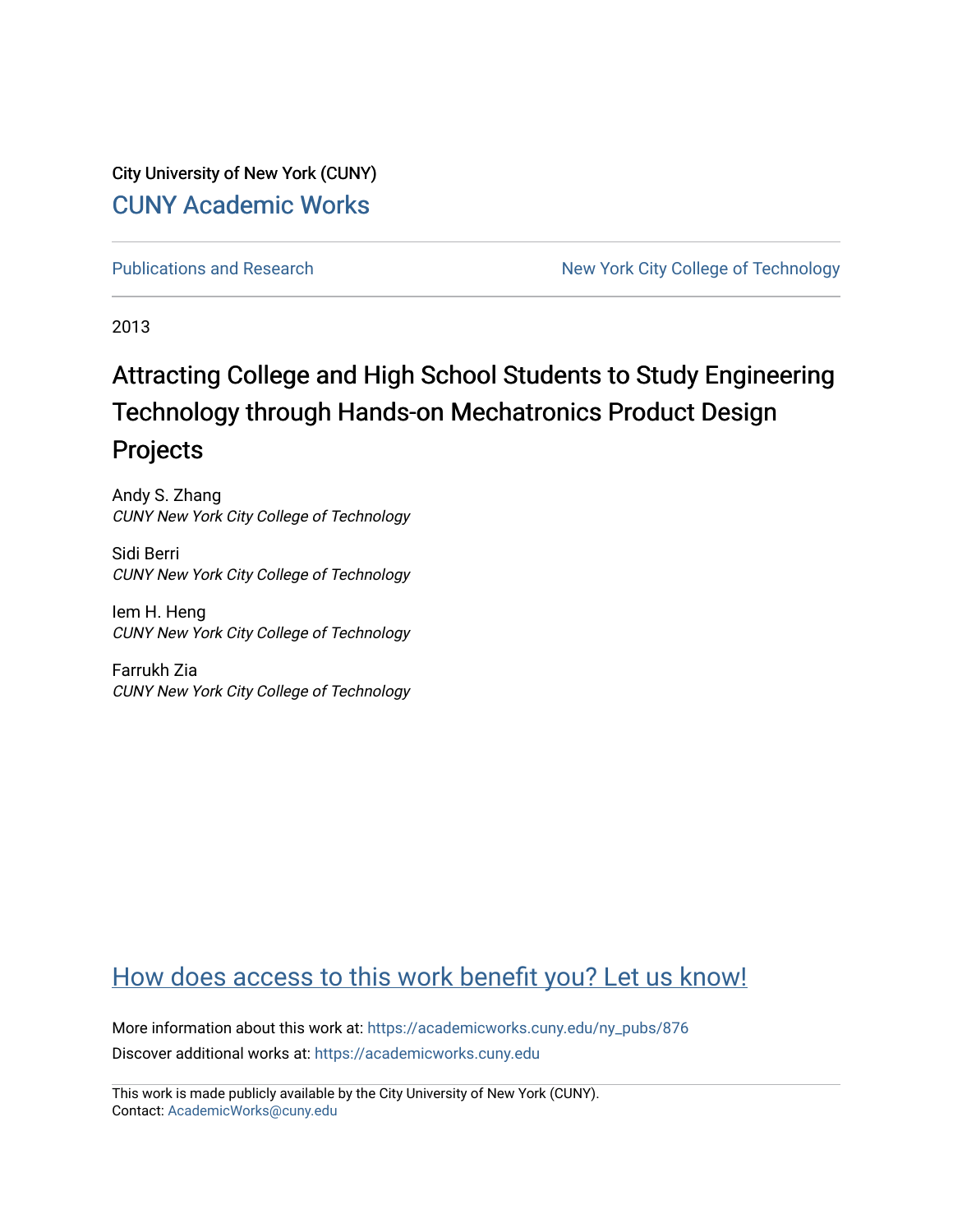City University of New York (CUNY)

CUNY Academic Works

Publications and Research

New York City College of Technology

2013

# Attracting College and High School Students to Study Engineering Technology through Hands-on Mechatronics Product Design Projects

Andy S. Zhang
*CUNY New York City College of Technology*

Sidi Berri
*CUNY New York City College of Technology*

Iem H. Heng
*CUNY New York City College of Technology*

Farrukh Zia
*CUNY New York City College of Technology*

How does access to this work benefit you? Let us know!

More information about this work at: https://academicworks.cuny.edu/ny_pubs/876

Discover additional works at: https://academicworks.cuny.edu

This work is made publicly available by the City University of New York (CUNY).
Contact: AcademicWorks@cuny.edu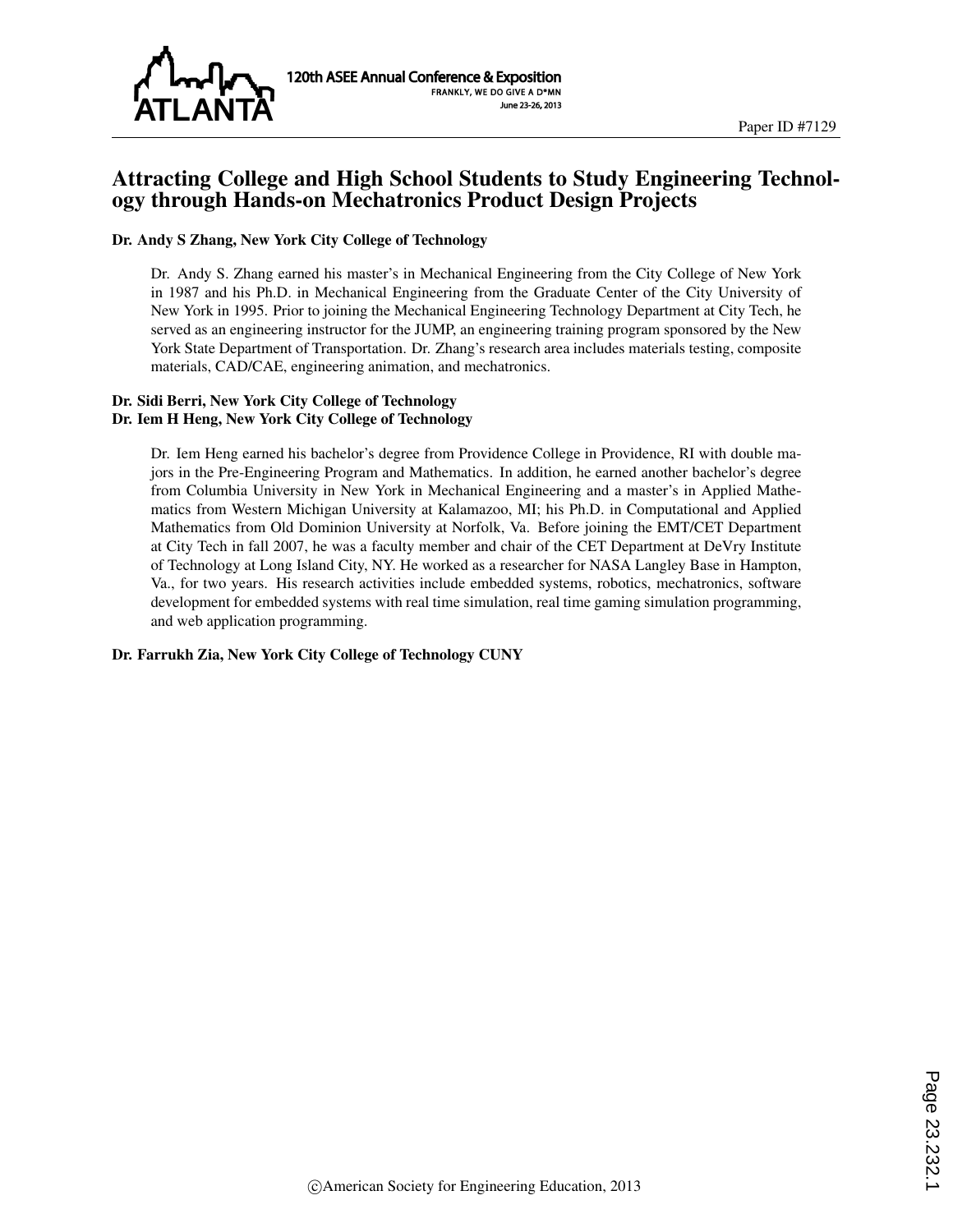# Attracting College and High School Students to Study Engineering Technology through Hands-on Mechatronics Product Design Projects

**Dr. Andy S Zhang, New York City College of Technology**

Dr. Andy S. Zhang earned his master's in Mechanical Engineering from the City College of New York in 1987 and his Ph.D. in Mechanical Engineering from the Graduate Center of the City University of New York in 1995. Prior to joining the Mechanical Engineering Technology Department at City Tech, he served as an engineering instructor for the JUMP, an engineering training program sponsored by the New York State Department of Transportation. Dr. Zhang's research area includes materials testing, composite materials, CAD/CAE, engineering animation, and mechatronics.

**Dr. Sidi Berri, New York City College of Technology**
**Dr. Iem H Heng, New York City College of Technology**

Dr. Iem Heng earned his bachelor's degree from Providence College in Providence, RI with double majors in the Pre-Engineering Program and Mathematics. In addition, he earned another bachelor's degree from Columbia University in New York in Mechanical Engineering and a master's in Applied Mathematics from Western Michigan University at Kalamazoo, MI; his Ph.D. in Computational and Applied Mathematics from Old Dominion University at Norfolk, Va. Before joining the EMT/CET Department at City Tech in fall 2007, he was a faculty member and chair of the CET Department at DeVry Institute of Technology at Long Island City, NY. He worked as a researcher for NASA Langley Base in Hampton, Va., for two years. His research activities include embedded systems, robotics, mechatronics, software development for embedded systems with real time simulation, real time gaming simulation programming, and web application programming.

**Dr. Farrukh Zia, New York City College of Technology CUNY**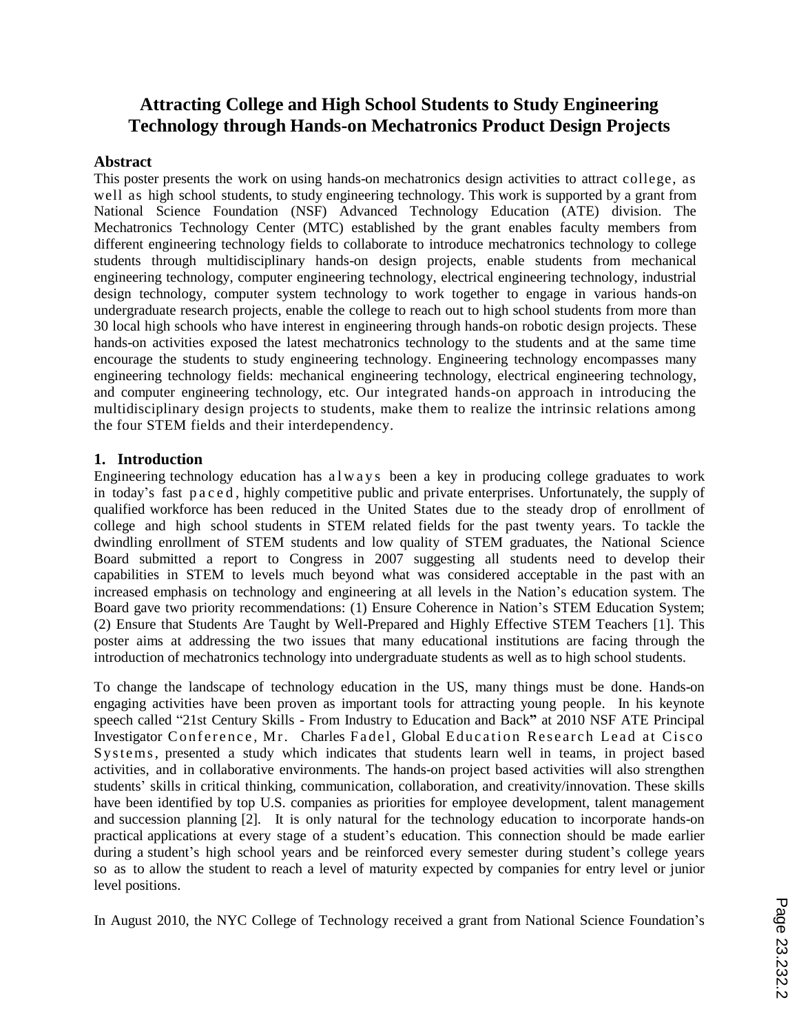# Attracting College and High School Students to Study Engineering Technology through Hands-on Mechatronics Product Design Projects

## Abstract

This poster presents the work on using hands-on mechatronics design activities to attract college, as well as high school students, to study engineering technology. This work is supported by a grant from National Science Foundation (NSF) Advanced Technology Education (ATE) division. The Mechatronics Technology Center (MTC) established by the grant enables faculty members from different engineering technology fields to collaborate to introduce mechatronics technology to college students through multidisciplinary hands-on design projects, enable students from mechanical engineering technology, computer engineering technology, electrical engineering technology, industrial design technology, computer system technology to work together to engage in various hands-on undergraduate research projects, enable the college to reach out to high school students from more than 30 local high schools who have interest in engineering through hands-on robotic design projects. These hands-on activities exposed the latest mechatronics technology to the students and at the same time encourage the students to study engineering technology. Engineering technology encompasses many engineering technology fields: mechanical engineering technology, electrical engineering technology, and computer engineering technology, etc. Our integrated hands-on approach in introducing the multidisciplinary design projects to students, make them to realize the intrinsic relations among the four STEM fields and their interdependency.

## 1. Introduction

Engineering technology education has always been a key in producing college graduates to work in today's fast paced, highly competitive public and private enterprises. Unfortunately, the supply of qualified workforce has been reduced in the United States due to the steady drop of enrollment of college and high school students in STEM related fields for the past twenty years. To tackle the dwindling enrollment of STEM students and low quality of STEM graduates, the National Science Board submitted a report to Congress in 2007 suggesting all students need to develop their capabilities in STEM to levels much beyond what was considered acceptable in the past with an increased emphasis on technology and engineering at all levels in the Nation's education system. The Board gave two priority recommendations: (1) Ensure Coherence in Nation's STEM Education System; (2) Ensure that Students Are Taught by Well-Prepared and Highly Effective STEM Teachers [1]. This poster aims at addressing the two issues that many educational institutions are facing through the introduction of mechatronics technology into undergraduate students as well as to high school students.

To change the landscape of technology education in the US, many things must be done. Hands-on engaging activities have been proven as important tools for attracting young people. In his keynote speech called "21st Century Skills - From Industry to Education and Back" at 2010 NSF ATE Principal Investigator Conference, Mr. Charles Fadel, Global Education Research Lead at Cisco Systems, presented a study which indicates that students learn well in teams, in project based activities, and in collaborative environments. The hands-on project based activities will also strengthen students' skills in critical thinking, communication, collaboration, and creativity/innovation. These skills have been identified by top U.S. companies as priorities for employee development, talent management and succession planning [2]. It is only natural for the technology education to incorporate hands-on practical applications at every stage of a student's education. This connection should be made earlier during a student's high school years and be reinforced every semester during student's college years so as to allow the student to reach a level of maturity expected by companies for entry level or junior level positions.

In August 2010, the NYC College of Technology received a grant from National Science Foundation's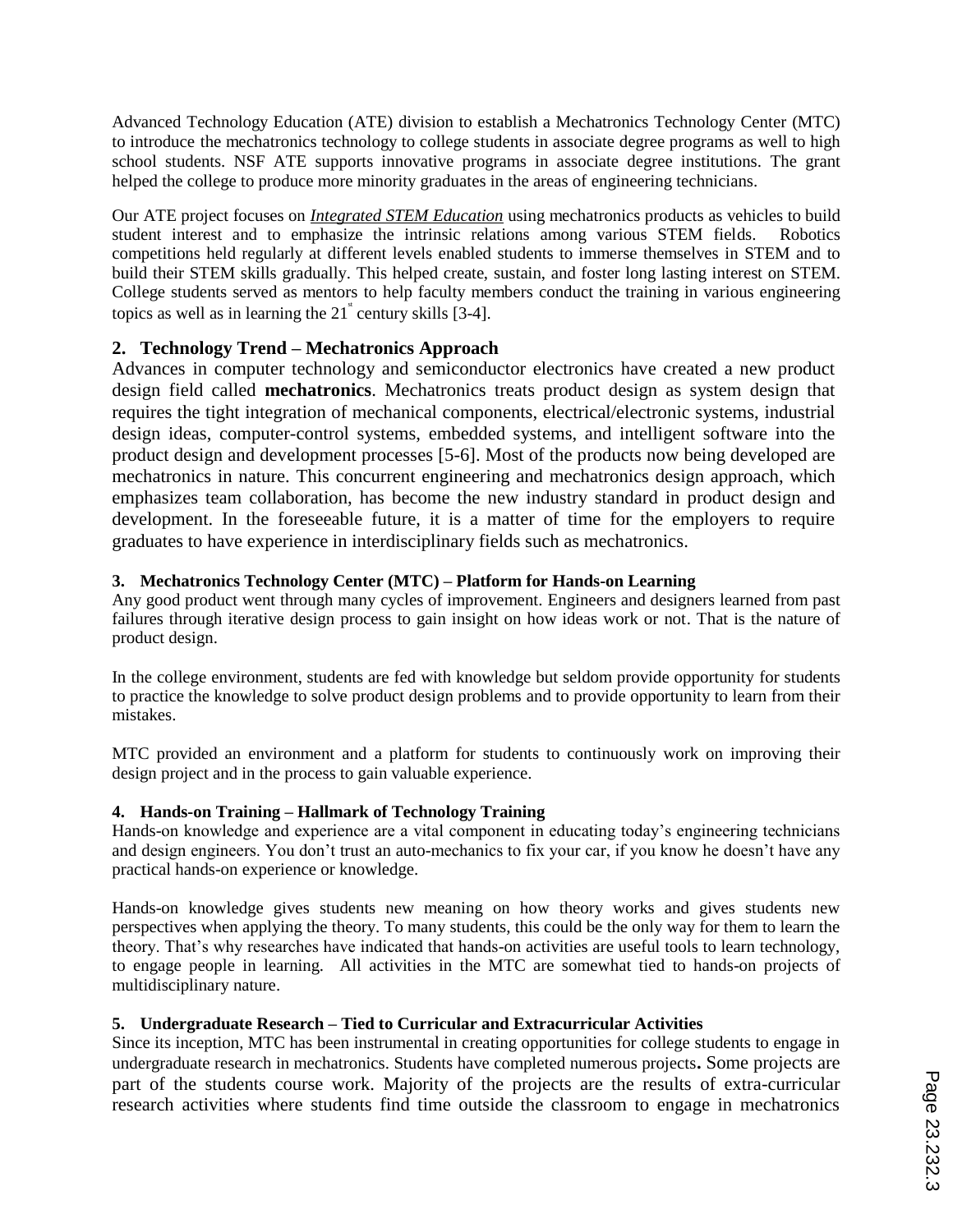Advanced Technology Education (ATE) division to establish a Mechatronics Technology Center (MTC) to introduce the mechatronics technology to college students in associate degree programs as well to high school students. NSF ATE supports innovative programs in associate degree institutions. The grant helped the college to produce more minority graduates in the areas of engineering technicians.

Our ATE project focuses on ***Integrated STEM Education*** using mechatronics products as vehicles to build student interest and to emphasize the intrinsic relations among various STEM fields. Robotics competitions held regularly at different levels enabled students to immerse themselves in STEM and to build their STEM skills gradually. This helped create, sustain, and foster long lasting interest on STEM. College students served as mentors to help faculty members conduct the training in various engineering topics as well as in learning the 21st century skills [3-4].

## 2. Technology Trend – Mechatronics Approach

Advances in computer technology and semiconductor electronics have created a new product design field called **mechatronics**. Mechatronics treats product design as system design that requires the tight integration of mechanical components, electrical/electronic systems, industrial design ideas, computer-control systems, embedded systems, and intelligent software into the product design and development processes [5-6]. Most of the products now being developed are mechatronics in nature. This concurrent engineering and mechatronics design approach, which emphasizes team collaboration, has become the new industry standard in product design and development. In the foreseeable future, it is a matter of time for the employers to require graduates to have experience in interdisciplinary fields such as mechatronics.

## 3. Mechatronics Technology Center (MTC) – Platform for Hands-on Learning

Any good product went through many cycles of improvement. Engineers and designers learned from past failures through iterative design process to gain insight on how ideas work or not. That is the nature of product design.

In the college environment, students are fed with knowledge but seldom provide opportunity for students to practice the knowledge to solve product design problems and to provide opportunity to learn from their mistakes.

MTC provided an environment and a platform for students to continuously work on improving their design project and in the process to gain valuable experience.

## 4. Hands-on Training – Hallmark of Technology Training

Hands-on knowledge and experience are a vital component in educating today's engineering technicians and design engineers. You don't trust an auto-mechanics to fix your car, if you know he doesn't have any practical hands-on experience or knowledge.

Hands-on knowledge gives students new meaning on how theory works and gives students new perspectives when applying the theory. To many students, this could be the only way for them to learn the theory. That's why researches have indicated that hands-on activities are useful tools to learn technology, to engage people in learning. All activities in the MTC are somewhat tied to hands-on projects of multidisciplinary nature.

## 5. Undergraduate Research – Tied to Curricular and Extracurricular Activities

Since its inception, MTC has been instrumental in creating opportunities for college students to engage in undergraduate research in mechatronics. Students have completed numerous projects. Some projects are part of the students course work. Majority of the projects are the results of extra-curricular research activities where students find time outside the classroom to engage in mechatronics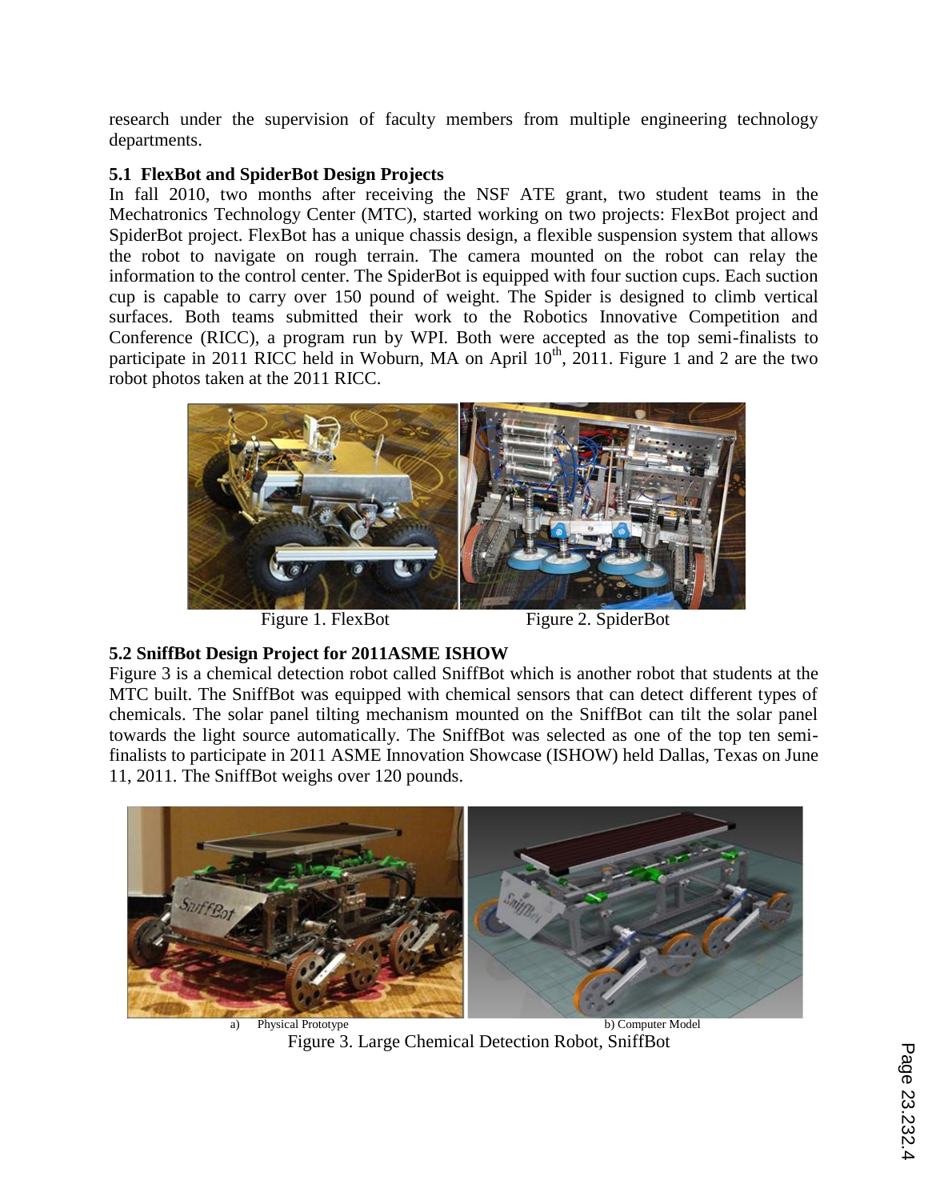research under the supervision of faculty members from multiple engineering technology departments.

### 5.1 FlexBot and SpiderBot Design Projects

In fall 2010, two months after receiving the NSF ATE grant, two student teams in the Mechatronics Technology Center (MTC), started working on two projects: FlexBot project and SpiderBot project. FlexBot has a unique chassis design, a flexible suspension system that allows the robot to navigate on rough terrain. The camera mounted on the robot can relay the information to the control center. The SpiderBot is equipped with four suction cups. Each suction cup is capable to carry over 150 pound of weight. The Spider is designed to climb vertical surfaces. Both teams submitted their work to the Robotics Innovative Competition and Conference (RICC), a program run by WPI. Both were accepted as the top semi-finalists to participate in 2011 RICC held in Woburn, MA on April 10th, 2011. Figure 1 and 2 are the two robot photos taken at the 2011 RICC.

Figure 1. FlexBot

Figure 2. SpiderBot

### 5.2 SniffBot Design Project for 2011ASME ISHOW

Figure 3 is a chemical detection robot called SniffBot which is another robot that students at the MTC built. The SniffBot was equipped with chemical sensors that can detect different types of chemicals. The solar panel tilting mechanism mounted on the SniffBot can tilt the solar panel towards the light source automatically. The SniffBot was selected as one of the top ten semi-finalists to participate in 2011 ASME Innovation Showcase (ISHOW) held Dallas, Texas on June 11, 2011. The SniffBot weighs over 120 pounds.

a) Physical Prototype

b) Computer Model

Figure 3. Large Chemical Detection Robot, SniffBot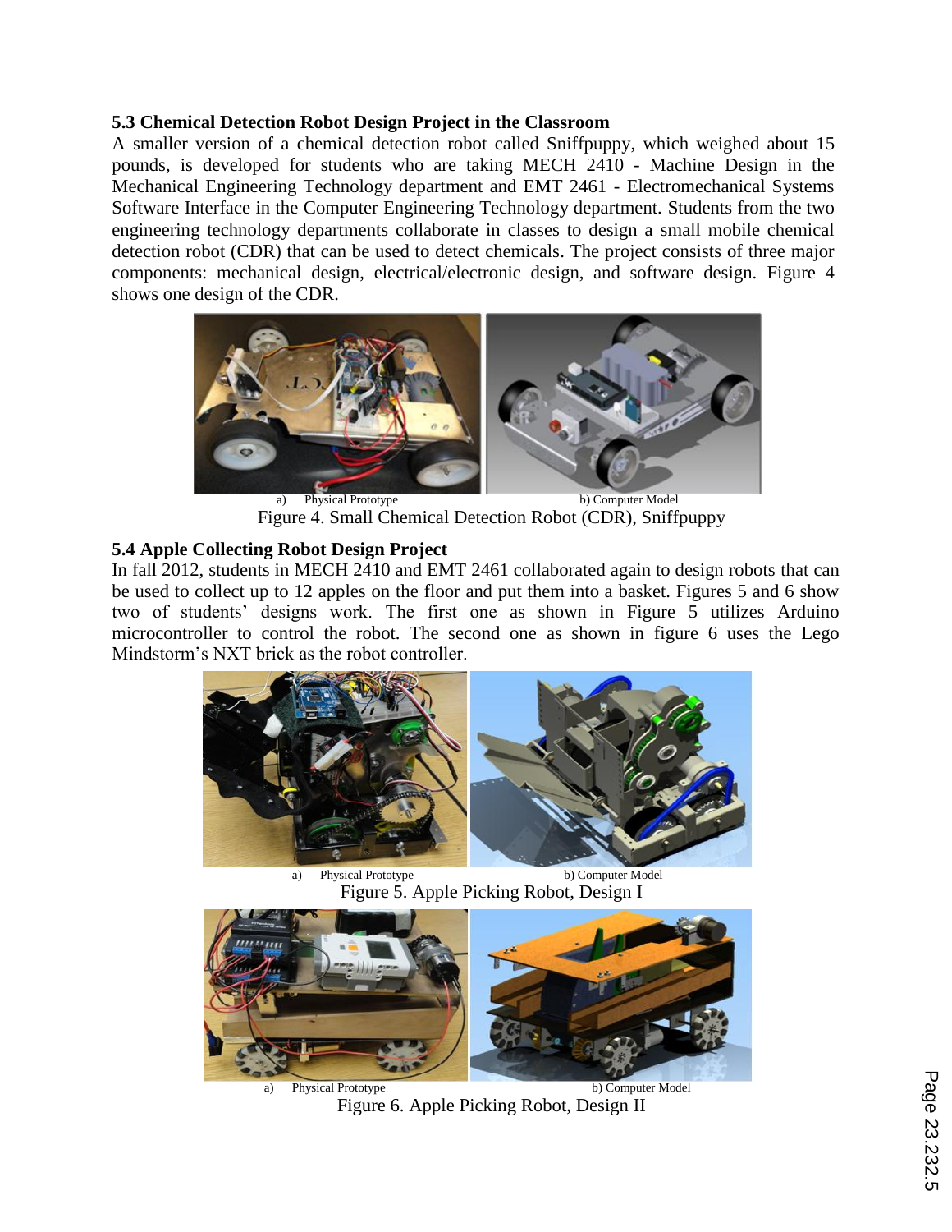### 5.3 Chemical Detection Robot Design Project in the Classroom

A smaller version of a chemical detection robot called Sniffpuppy, which weighed about 15 pounds, is developed for students who are taking MECH 2410 - Machine Design in the Mechanical Engineering Technology department and EMT 2461 - Electromechanical Systems Software Interface in the Computer Engineering Technology department. Students from the two engineering technology departments collaborate in classes to design a small mobile chemical detection robot (CDR) that can be used to detect chemicals. The project consists of three major components: mechanical design, electrical/electronic design, and software design. Figure 4 shows one design of the CDR.

a) Physical Prototype b) Computer Model

Figure 4. Small Chemical Detection Robot (CDR), Sniffpuppy

### 5.4 Apple Collecting Robot Design Project

In fall 2012, students in MECH 2410 and EMT 2461 collaborated again to design robots that can be used to collect up to 12 apples on the floor and put them into a basket. Figures 5 and 6 show two of students' designs work. The first one as shown in Figure 5 utilizes Arduino microcontroller to control the robot. The second one as shown in figure 6 uses the Lego Mindstorm's NXT brick as the robot controller.

a) Physical Prototype b) Computer Model

Figure 5. Apple Picking Robot, Design I

a) Physical Prototype b) Computer Model

Figure 6. Apple Picking Robot, Design II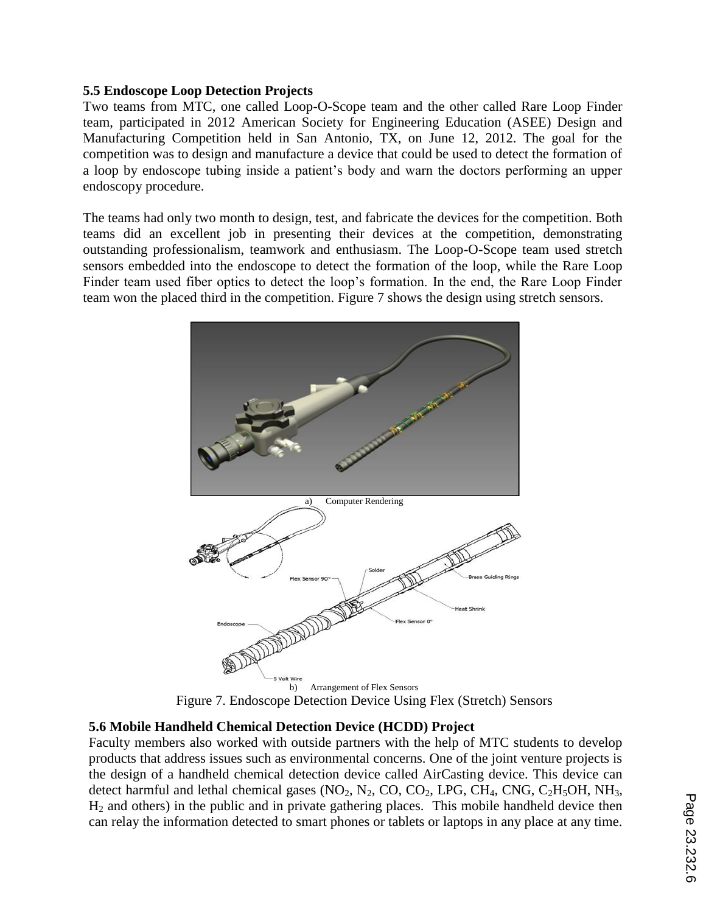### 5.5 Endoscope Loop Detection Projects

Two teams from MTC, one called Loop-O-Scope team and the other called Rare Loop Finder team, participated in 2012 American Society for Engineering Education (ASEE) Design and Manufacturing Competition held in San Antonio, TX, on June 12, 2012. The goal for the competition was to design and manufacture a device that could be used to detect the formation of a loop by endoscope tubing inside a patient's body and warn the doctors performing an upper endoscopy procedure.

The teams had only two month to design, test, and fabricate the devices for the competition. Both teams did an excellent job in presenting their devices at the competition, demonstrating outstanding professionalism, teamwork and enthusiasm. The Loop-O-Scope team used stretch sensors embedded into the endoscope to detect the formation of the loop, while the Rare Loop Finder team used fiber optics to detect the loop's formation. In the end, the Rare Loop Finder team won the placed third in the competition. Figure 7 shows the design using stretch sensors.

a) Computer Rendering

b) Arrangement of Flex Sensors

Figure 7. Endoscope Detection Device Using Flex (Stretch) Sensors

### 5.6 Mobile Handheld Chemical Detection Device (HCDD) Project

Faculty members also worked with outside partners with the help of MTC students to develop products that address issues such as environmental concerns. One of the joint venture projects is the design of a handheld chemical detection device called AirCasting device. This device can detect harmful and lethal chemical gases ($NO_2$, $N_2$, CO, $CO_2$, LPG, $CH_4$, CNG, $C_2H_5OH$, $NH_3$, $H_2$ and others) in the public and in private gathering places. This mobile handheld device then can relay the information detected to smart phones or tablets or laptops in any place at any time.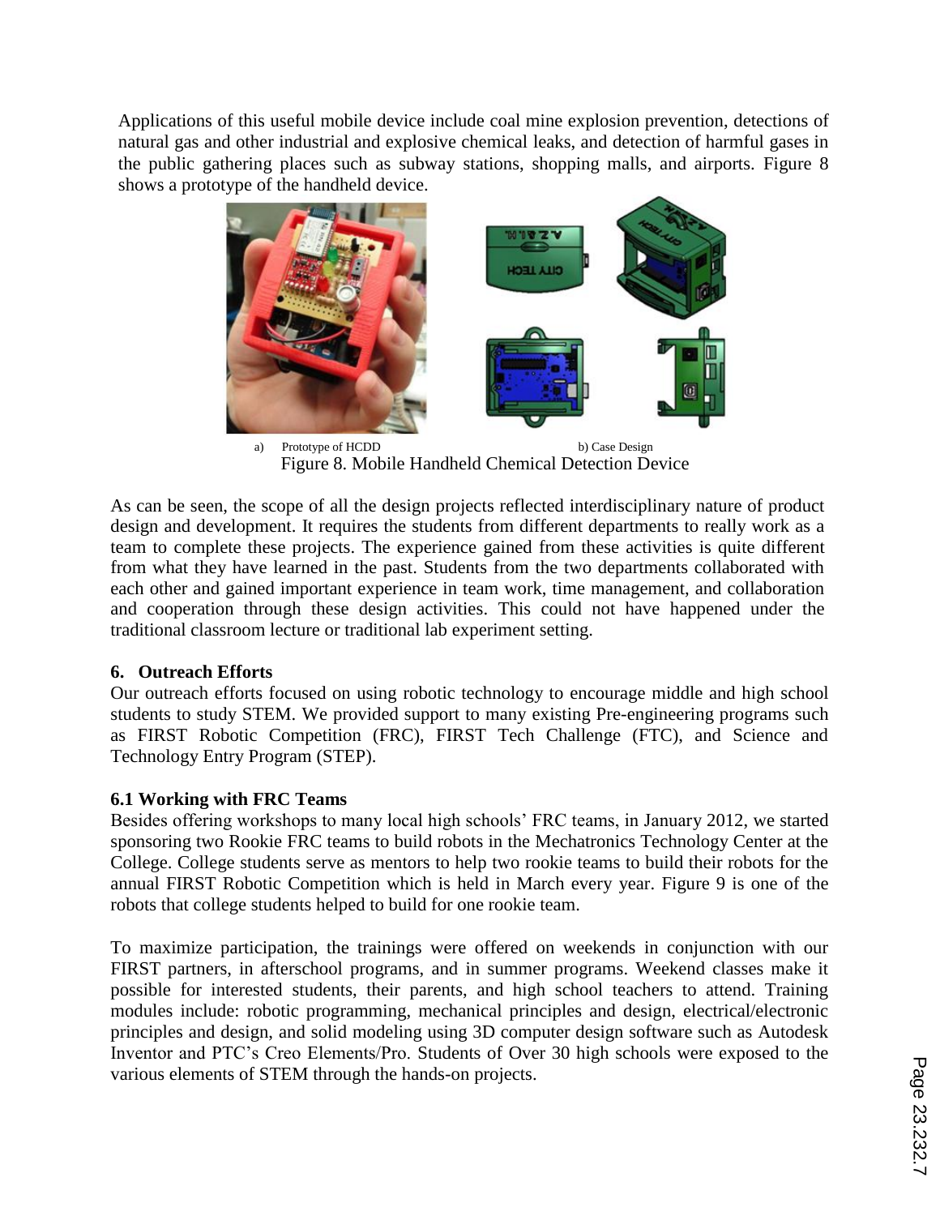Applications of this useful mobile device include coal mine explosion prevention, detections of natural gas and other industrial and explosive chemical leaks, and detection of harmful gases in the public gathering places such as subway stations, shopping malls, and airports. Figure 8 shows a prototype of the handheld device.

a) Prototype of HCDD b) Case Design

Figure 8. Mobile Handheld Chemical Detection Device

As can be seen, the scope of all the design projects reflected interdisciplinary nature of product design and development. It requires the students from different departments to really work as a team to complete these projects. The experience gained from these activities is quite different from what they have learned in the past. Students from the two departments collaborated with each other and gained important experience in team work, time management, and collaboration and cooperation through these design activities. This could not have happened under the traditional classroom lecture or traditional lab experiment setting.

## 6. Outreach Efforts

Our outreach efforts focused on using robotic technology to encourage middle and high school students to study STEM. We provided support to many existing Pre-engineering programs such as FIRST Robotic Competition (FRC), FIRST Tech Challenge (FTC), and Science and Technology Entry Program (STEP).

### 6.1 Working with FRC Teams

Besides offering workshops to many local high schools' FRC teams, in January 2012, we started sponsoring two Rookie FRC teams to build robots in the Mechatronics Technology Center at the College. College students serve as mentors to help two rookie teams to build their robots for the annual FIRST Robotic Competition which is held in March every year. Figure 9 is one of the robots that college students helped to build for one rookie team.

To maximize participation, the trainings were offered on weekends in conjunction with our FIRST partners, in afterschool programs, and in summer programs. Weekend classes make it possible for interested students, their parents, and high school teachers to attend. Training modules include: robotic programming, mechanical principles and design, electrical/electronic principles and design, and solid modeling using 3D computer design software such as Autodesk Inventor and PTC's Creo Elements/Pro. Students of Over 30 high schools were exposed to the various elements of STEM through the hands-on projects.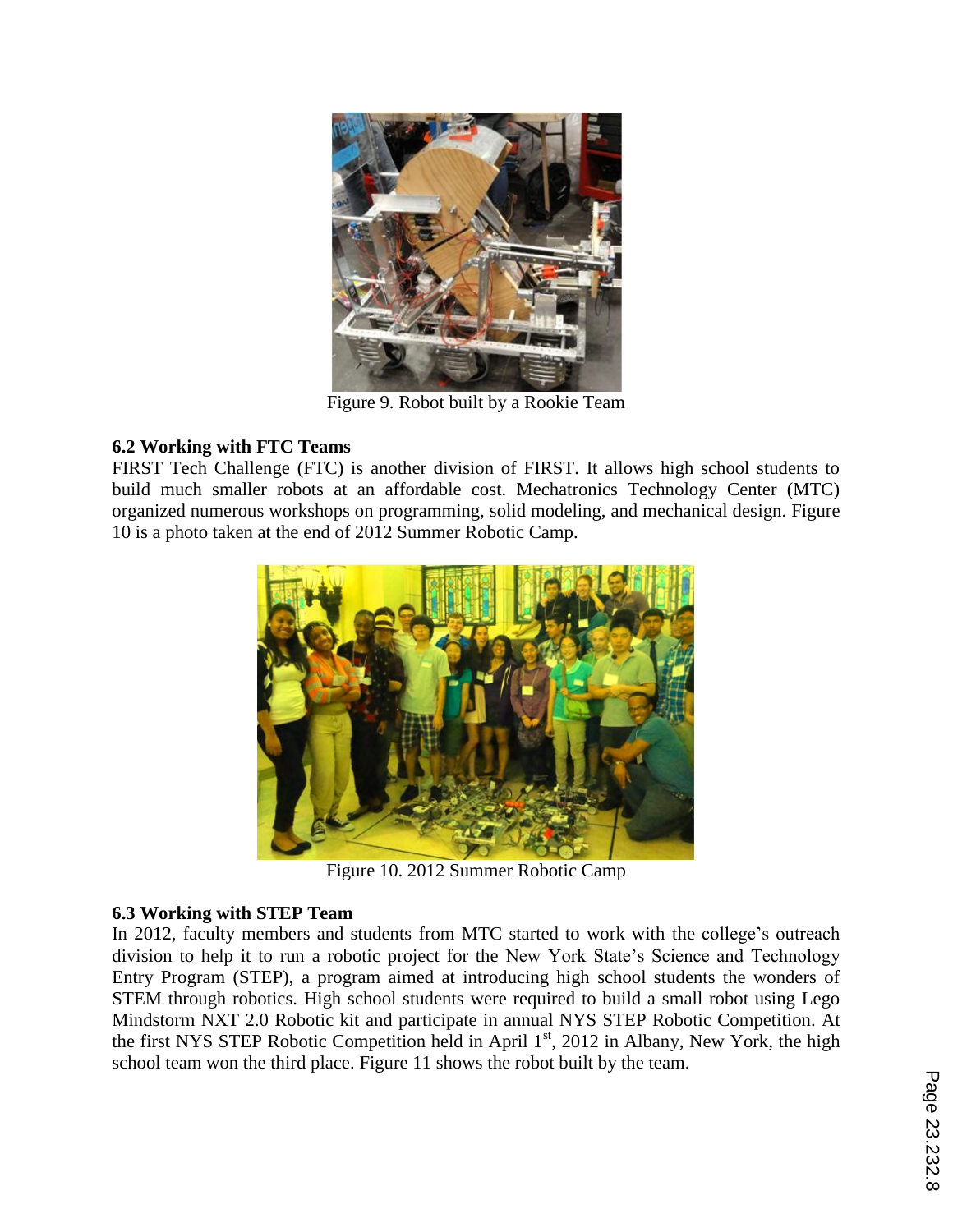Figure 9. Robot built by a Rookie Team

### 6.2 Working with FTC Teams

FIRST Tech Challenge (FTC) is another division of FIRST. It allows high school students to build much smaller robots at an affordable cost. Mechatronics Technology Center (MTC) organized numerous workshops on programming, solid modeling, and mechanical design. Figure 10 is a photo taken at the end of 2012 Summer Robotic Camp.

Figure 10. 2012 Summer Robotic Camp

### 6.3 Working with STEP Team

In 2012, faculty members and students from MTC started to work with the college's outreach division to help it to run a robotic project for the New York State's Science and Technology Entry Program (STEP), a program aimed at introducing high school students the wonders of STEM through robotics. High school students were required to build a small robot using Lego Mindstorm NXT 2.0 Robotic kit and participate in annual NYS STEP Robotic Competition. At the first NYS STEP Robotic Competition held in April 1st, 2012 in Albany, New York, the high school team won the third place. Figure 11 shows the robot built by the team.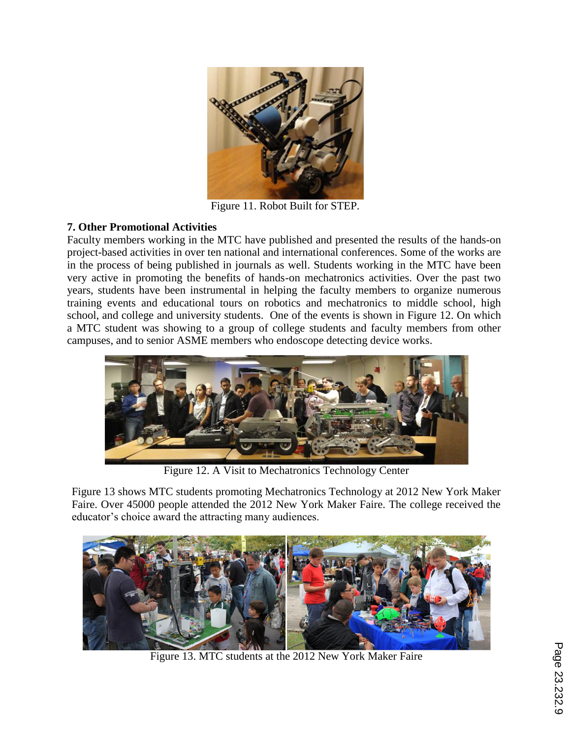Figure 11. Robot Built for STEP.

## 7. Other Promotional Activities

Faculty members working in the MTC have published and presented the results of the hands-on project-based activities in over ten national and international conferences. Some of the works are in the process of being published in journals as well. Students working in the MTC have been very active in promoting the benefits of hands-on mechatronics activities. Over the past two years, students have been instrumental in helping the faculty members to organize numerous training events and educational tours on robotics and mechatronics to middle school, high school, and college and university students. One of the events is shown in Figure 12. On which a MTC student was showing to a group of college students and faculty members from other campuses, and to senior ASME members who endoscope detecting device works.

Figure 12. A Visit to Mechatronics Technology Center

Figure 13 shows MTC students promoting Mechatronics Technology at 2012 New York Maker Faire. Over 45000 people attended the 2012 New York Maker Faire. The college received the educator's choice award the attracting many audiences.

Figure 13. MTC students at the 2012 New York Maker Faire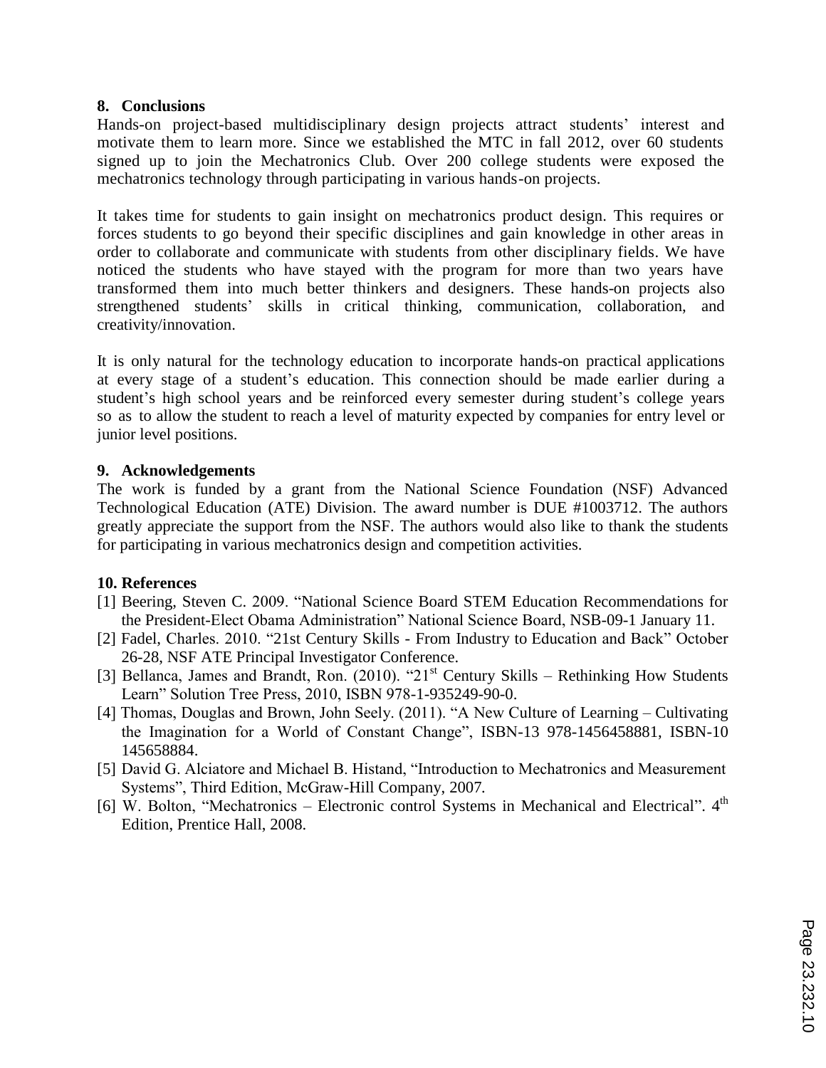## 8. Conclusions

Hands-on project-based multidisciplinary design projects attract students' interest and motivate them to learn more. Since we established the MTC in fall 2012, over 60 students signed up to join the Mechatronics Club. Over 200 college students were exposed the mechatronics technology through participating in various hands-on projects.

It takes time for students to gain insight on mechatronics product design. This requires or forces students to go beyond their specific disciplines and gain knowledge in other areas in order to collaborate and communicate with students from other disciplinary fields. We have noticed the students who have stayed with the program for more than two years have transformed them into much better thinkers and designers. These hands-on projects also strengthened students' skills in critical thinking, communication, collaboration, and creativity/innovation.

It is only natural for the technology education to incorporate hands-on practical applications at every stage of a student's education. This connection should be made earlier during a student's high school years and be reinforced every semester during student's college years so as to allow the student to reach a level of maturity expected by companies for entry level or junior level positions.

## 9. Acknowledgements

The work is funded by a grant from the National Science Foundation (NSF) Advanced Technological Education (ATE) Division. The award number is DUE #1003712. The authors greatly appreciate the support from the NSF. The authors would also like to thank the students for participating in various mechatronics design and competition activities.

## 10. References

[1] Beering, Steven C. 2009. "National Science Board STEM Education Recommendations for the President-Elect Obama Administration" National Science Board, NSB-09-1 January 11.

[2] Fadel, Charles. 2010. "21st Century Skills - From Industry to Education and Back" October 26-28, NSF ATE Principal Investigator Conference.

[3] Bellanca, James and Brandt, Ron. (2010). "21st Century Skills – Rethinking How Students Learn" Solution Tree Press, 2010, ISBN 978-1-935249-90-0.

[4] Thomas, Douglas and Brown, John Seely. (2011). "A New Culture of Learning – Cultivating the Imagination for a World of Constant Change", ISBN-13 978-1456458881, ISBN-10 145658884.

[5] David G. Alciatore and Michael B. Histand, "Introduction to Mechatronics and Measurement Systems", Third Edition, McGraw-Hill Company, 2007.

[6] W. Bolton, "Mechatronics – Electronic control Systems in Mechanical and Electrical". 4th Edition, Prentice Hall, 2008.